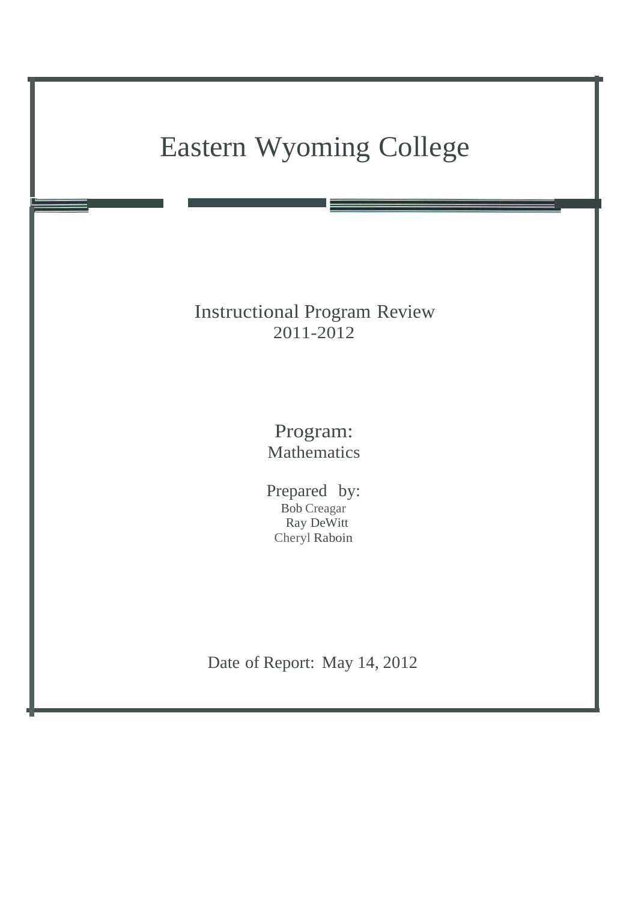# Eastern Wyoming College

Instructional Program Review
2011-2012

Program:
Mathematics

Prepared by:
Bob Creagar
Ray DeWitt
Cheryl Raboin

Date of Report: May 14, 2012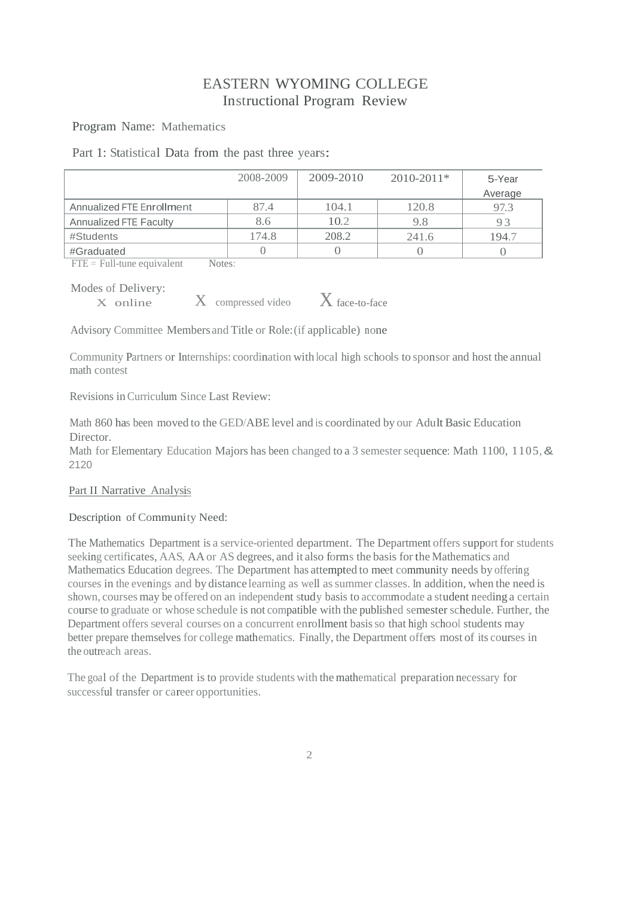# EASTERN WYOMING COLLEGE
## Instructional Program Review

Program Name: Mathematics

Part 1: Statistical Data from the past three years:

| | 2008-2009 | 2009-2010 | 2010-2011* | 5-Year Average |
|---|---|---|---|---|
| Annualized FTE Enrollment | 87.4 | 104.1 | 120.8 | 97.3 |
| Annualized FTE Faculty | 8.6 | 10.2 | 9.8 | 9 3 |
| #Students | 174.8 | 208.2 | 241.6 | 194.7 |
| #Graduated | 0 | 0 | 0 | 0 |

FTE = Full-tune equivalent Notes:

Modes of Delivery:

X online X compressed video X face-to-face

Advisory Committee Members and Title or Role: (if applicable) none

Community Partners or Internships: coordination with local high schools to sponsor and host the annual math contest

Revisions in Curriculum Since Last Review:

Math 860 has been moved to the GED/ABE level and is coordinated by our Adult Basic Education Director.

Math for Elementary Education Majors has been changed to a 3 semester sequence: Math 1100, 1105, & 2120

Part II Narrative Analysis

Description of Community Need:

The Mathematics Department is a service-oriented department. The Department offers support for students seeking certificates, AAS, AA or AS degrees, and it also forms the basis for the Mathematics and Mathematics Education degrees. The Department has attempted to meet community needs by offering courses in the evenings and by distance learning as well as summer classes. In addition, when the need is shown, courses may be offered on an independent study basis to accommodate a student needing a certain course to graduate or whose schedule is not compatible with the published semester schedule. Further, the Department offers several courses on a concurrent enrollment basis so that high school students may better prepare themselves for college mathematics. Finally, the Department offers most of its courses in the outreach areas.

The goal of the Department is to provide students with the mathematical preparation necessary for successful transfer or career opportunities.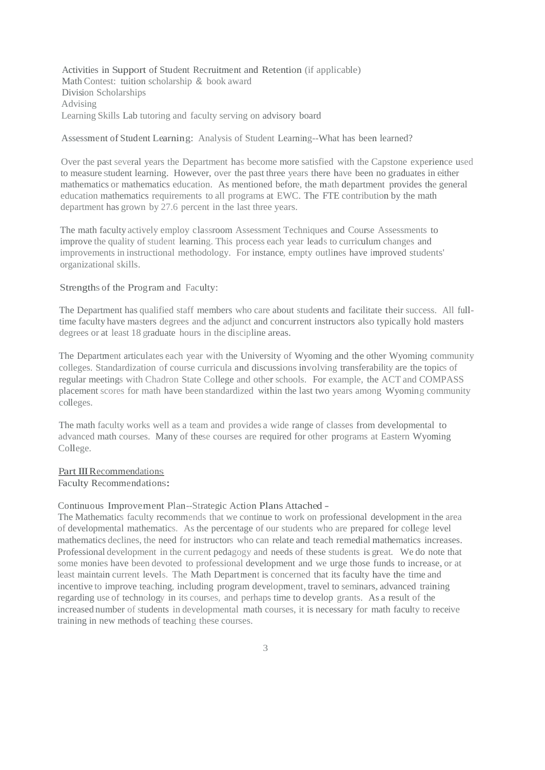Activities in Support of Student Recruitment and Retention (if applicable)
Math Contest: tuition scholarship & book award
Division Scholarships
Advising
Learning Skills Lab tutoring and faculty serving on advisory board

Assessment of Student Learning: Analysis of Student Learning--What has been learned?

Over the past several years the Department has become more satisfied with the Capstone experience used to measure student learning. However, over the past three years there have been no graduates in either mathematics or mathematics education. As mentioned before, the math department provides the general education mathematics requirements to all programs at EWC. The FTE contribution by the math department has grown by 27.6 percent in the last three years.

The math faculty actively employ classroom Assessment Techniques and Course Assessments to improve the quality of student learning. This process each year leads to curriculum changes and improvements in instructional methodology. For instance, empty outlines have improved students' organizational skills.

Strengths of the Program and Faculty:

The Department has qualified staff members who care about students and facilitate their success. All full-time faculty have masters degrees and the adjunct and concurrent instructors also typically hold masters degrees or at least 18 graduate hours in the discipline areas.

The Department articulates each year with the University of Wyoming and the other Wyoming community colleges. Standardization of course curricula and discussions involving transferability are the topics of regular meetings with Chadron State College and other schools. For example, the ACT and COMPASS placement scores for math have been standardized within the last two years among Wyoming community colleges.

The math faculty works well as a team and provides a wide range of classes from developmental to advanced math courses. Many of these courses are required for other programs at Eastern Wyoming College.

## Part III Recommendations

Faculty Recommendations:

Continuous Improvement Plan--Strategic Action Plans Attached -
The Mathematics faculty recommends that we continue to work on professional development in the area of developmental mathematics. As the percentage of our students who are prepared for college level mathematics declines, the need for instructors who can relate and teach remedial mathematics increases. Professional development in the current pedagogy and needs of these students is great. We do note that some monies have been devoted to professional development and we urge those funds to increase, or at least maintain current levels. The Math Department is concerned that its faculty have the time and incentive to improve teaching, including program development, travel to seminars, advanced training regarding use of technology in its courses, and perhaps time to develop grants. As a result of the increased number of students in developmental math courses, it is necessary for math faculty to receive training in new methods of teaching these courses.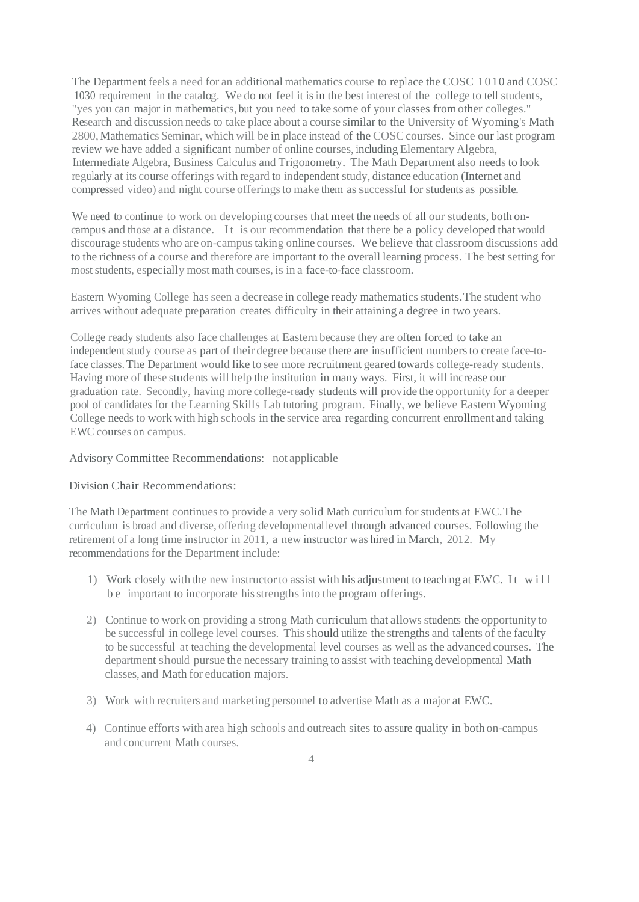The Department feels a need for an additional mathematics course to replace the COSC 1010 and COSC 1030 requirement in the catalog. We do not feel it is in the best interest of the college to tell students, "yes you can major in mathematics, but you need to take some of your classes from other colleges." Research and discussion needs to take place about a course similar to the University of Wyoming's Math 2800, Mathematics Seminar, which will be in place instead of the COSC courses. Since our last program review we have added a significant number of online courses, including Elementary Algebra, Intermediate Algebra, Business Calculus and Trigonometry. The Math Department also needs to look regularly at its course offerings with regard to independent study, distance education (Internet and compressed video) and night course offerings to make them as successful for students as possible.

We need to continue to work on developing courses that meet the needs of all our students, both on-campus and those at a distance. It is our recommendation that there be a policy developed that would discourage students who are on-campus taking online courses. We believe that classroom discussions add to the richness of a course and therefore are important to the overall learning process. The best setting for most students, especially most math courses, is in a face-to-face classroom.

Eastern Wyoming College has seen a decrease in college ready mathematics students. The student who arrives without adequate preparation creates difficulty in their attaining a degree in two years.

College ready students also face challenges at Eastern because they are often forced to take an independent study course as part of their degree because there are insufficient numbers to create face-to-face classes. The Department would like to see more recruitment geared towards college-ready students. Having more of these students will help the institution in many ways. First, it will increase our graduation rate. Secondly, having more college-ready students will provide the opportunity for a deeper pool of candidates for the Learning Skills Lab tutoring program. Finally, we believe Eastern Wyoming College needs to work with high schools in the service area regarding concurrent enrollment and taking EWC courses on campus.

Advisory Committee Recommendations: not applicable

Division Chair Recommendations:

The Math Department continues to provide a very solid Math curriculum for students at EWC. The curriculum is broad and diverse, offering developmental level through advanced courses. Following the retirement of a long time instructor in 2011, a new instructor was hired in March, 2012. My recommendations for the Department include:

1) Work closely with the new instructor to assist with his adjustment to teaching at EWC. It will be important to incorporate his strengths into the program offerings.

2) Continue to work on providing a strong Math curriculum that allows students the opportunity to be successful in college level courses. This should utilize the strengths and talents of the faculty to be successful at teaching the developmental level courses as well as the advanced courses. The department should pursue the necessary training to assist with teaching developmental Math classes, and Math for education majors.

3) Work with recruiters and marketing personnel to advertise Math as a major at EWC.

4) Continue efforts with area high schools and outreach sites to assure quality in both on-campus and concurrent Math courses.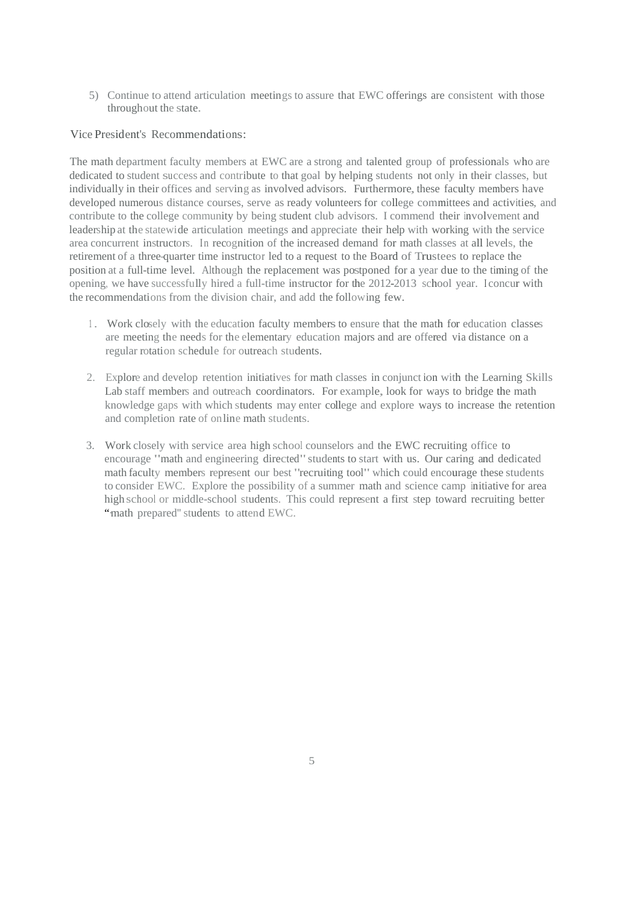5) Continue to attend articulation meetings to assure that EWC offerings are consistent with those throughout the state.

Vice President's Recommendations:

The math department faculty members at EWC are a strong and talented group of professionals who are dedicated to student success and contribute to that goal by helping students not only in their classes, but individually in their offices and serving as involved advisors. Furthermore, these faculty members have developed numerous distance courses, serve as ready volunteers for college committees and activities, and contribute to the college community by being student club advisors. I commend their involvement and leadership at the statewide articulation meetings and appreciate their help with working with the service area concurrent instructors. In recognition of the increased demand for math classes at all levels, the retirement of a three-quarter time instructor led to a request to the Board of Trustees to replace the position at a full-time level. Although the replacement was postponed for a year due to the timing of the opening, we have successfully hired a full-time instructor for the 2012-2013 school year. I concur with the recommendations from the division chair, and add the following few.

1. Work closely with the education faculty members to ensure that the math for education classes are meeting the needs for the elementary education majors and are offered via distance on a regular rotation schedule for outreach students.

2. Explore and develop retention initiatives for math classes in conjunction with the Learning Skills Lab staff members and outreach coordinators. For example, look for ways to bridge the math knowledge gaps with which students may enter college and explore ways to increase the retention and completion rate of online math students.

3. Work closely with service area high school counselors and the EWC recruiting office to encourage "math and engineering directed" students to start with us. Our caring and dedicated math faculty members represent our best "recruiting tool" which could encourage these students to consider EWC. Explore the possibility of a summer math and science camp initiative for area high school or middle-school students. This could represent a first step toward recruiting better "math prepared" students to attend EWC.